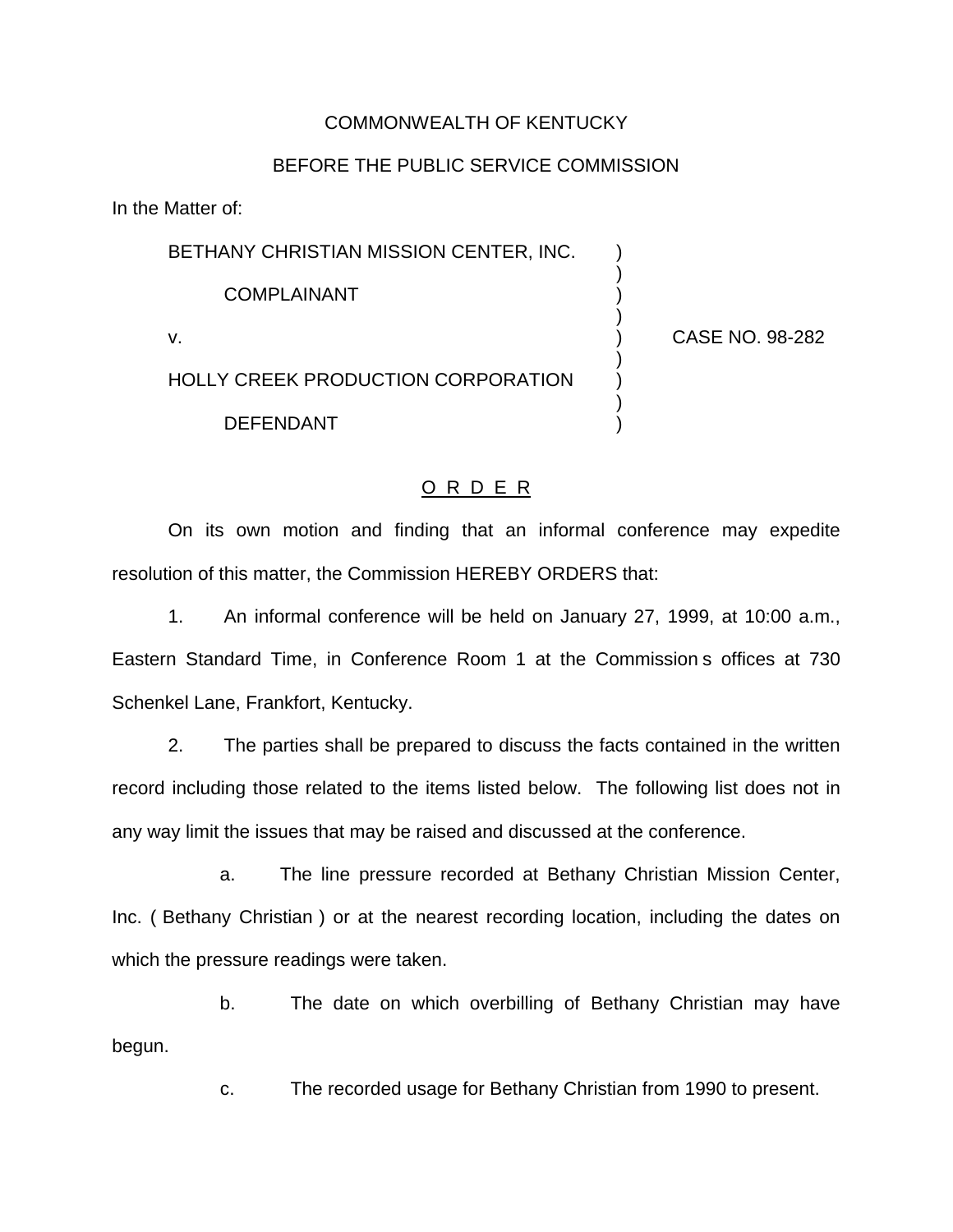COMMONWEALTH OF KENTUCKY

BEFORE THE PUBLIC SERVICE COMMISSION

In the Matter of:

BETHANY CHRISTIAN MISSION CENTER, INC.
COMPLAINANT

v.

HOLLY CREEK PRODUCTION CORPORATION
DEFENDANT

CASE NO. 98-282

O R D E R

On its own motion and finding that an informal conference may expedite resolution of this matter, the Commission HEREBY ORDERS that:

1. An informal conference will be held on January 27, 1999, at 10:00 a.m., Eastern Standard Time, in Conference Room 1 at the Commission s offices at 730 Schenkel Lane, Frankfort, Kentucky.

2. The parties shall be prepared to discuss the facts contained in the written record including those related to the items listed below. The following list does not in any way limit the issues that may be raised and discussed at the conference.

   a. The line pressure recorded at Bethany Christian Mission Center, Inc. ( Bethany Christian ) or at the nearest recording location, including the dates on which the pressure readings were taken.

   b. The date on which overbilling of Bethany Christian may have begun.

   c. The recorded usage for Bethany Christian from 1990 to present.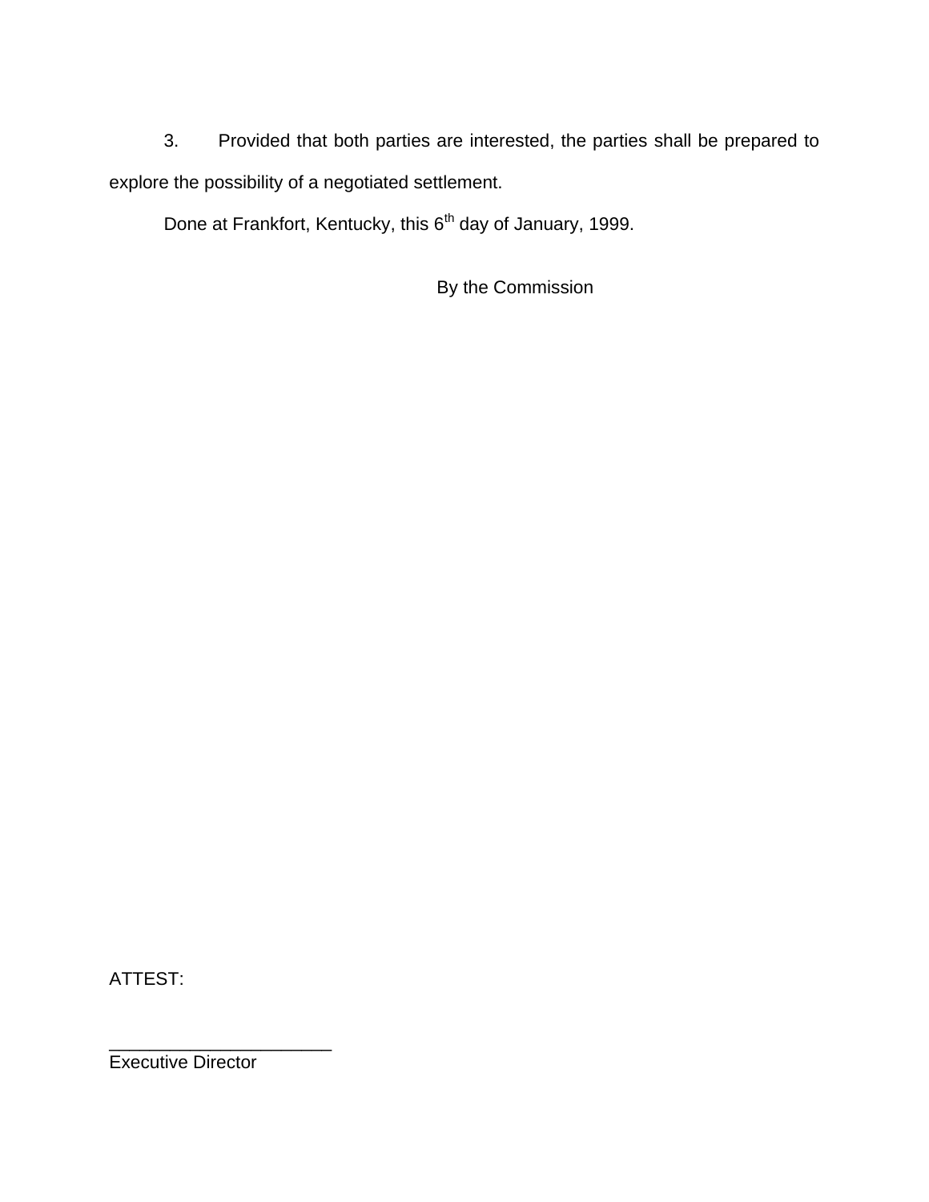3. Provided that both parties are interested, the parties shall be prepared to explore the possibility of a negotiated settlement.

Done at Frankfort, Kentucky, this 6th day of January, 1999.

By the Commission

ATTEST:

______________________
Executive Director